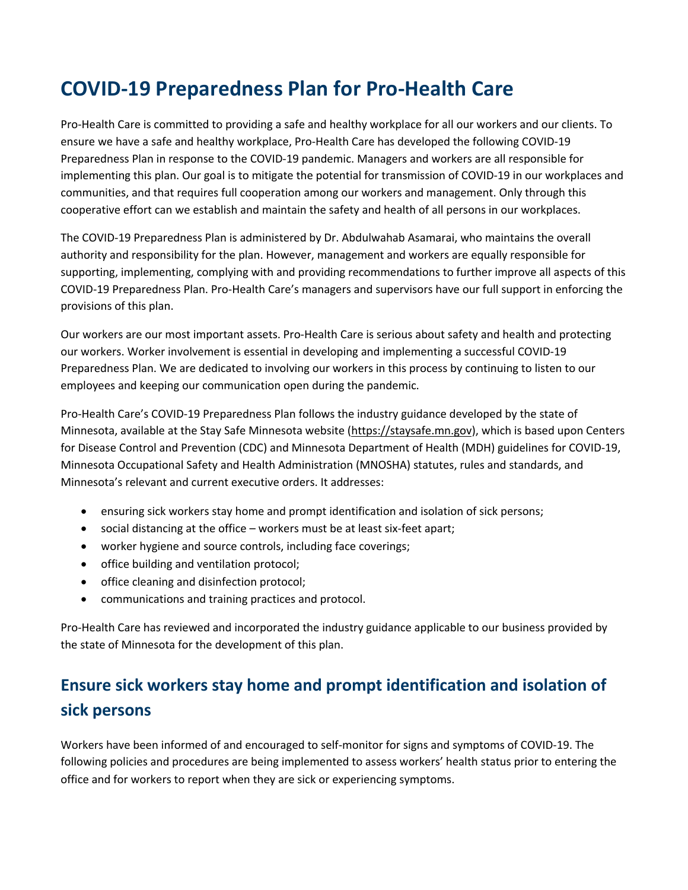# COVID-19 Preparedness Plan for Pro-Health Care

Pro-Health Care is committed to providing a safe and healthy workplace for all our workers and our clients. To ensure we have a safe and healthy workplace, Pro-Health Care has developed the following COVID-19 Preparedness Plan in response to the COVID-19 pandemic. Managers and workers are all responsible for implementing this plan. Our goal is to mitigate the potential for transmission of COVID-19 in our workplaces and communities, and that requires full cooperation among our workers and management. Only through this cooperative effort can we establish and maintain the safety and health of all persons in our workplaces.

The COVID-19 Preparedness Plan is administered by Dr. Abdulwahab Asamarai, who maintains the overall authority and responsibility for the plan. However, management and workers are equally responsible for supporting, implementing, complying with and providing recommendations to further improve all aspects of this COVID-19 Preparedness Plan. Pro-Health Care's managers and supervisors have our full support in enforcing the provisions of this plan.

Our workers are our most important assets. Pro-Health Care is serious about safety and health and protecting our workers. Worker involvement is essential in developing and implementing a successful COVID-19 Preparedness Plan. We are dedicated to involving our workers in this process by continuing to listen to our employees and keeping our communication open during the pandemic.

Pro-Health Care's COVID-19 Preparedness Plan follows the industry guidance developed by the state of Minnesota, available at the Stay Safe Minnesota website (https://staysafe.mn.gov), which is based upon Centers for Disease Control and Prevention (CDC) and Minnesota Department of Health (MDH) guidelines for COVID-19, Minnesota Occupational Safety and Health Administration (MNOSHA) statutes, rules and standards, and Minnesota's relevant and current executive orders. It addresses:

- ensuring sick workers stay home and prompt identification and isolation of sick persons;
- social distancing at the office – workers must be at least six-feet apart;
- worker hygiene and source controls, including face coverings;
- office building and ventilation protocol;
- office cleaning and disinfection protocol;
- communications and training practices and protocol.

Pro-Health Care has reviewed and incorporated the industry guidance applicable to our business provided by the state of Minnesota for the development of this plan.

## Ensure sick workers stay home and prompt identification and isolation of sick persons

Workers have been informed of and encouraged to self-monitor for signs and symptoms of COVID-19. The following policies and procedures are being implemented to assess workers' health status prior to entering the office and for workers to report when they are sick or experiencing symptoms.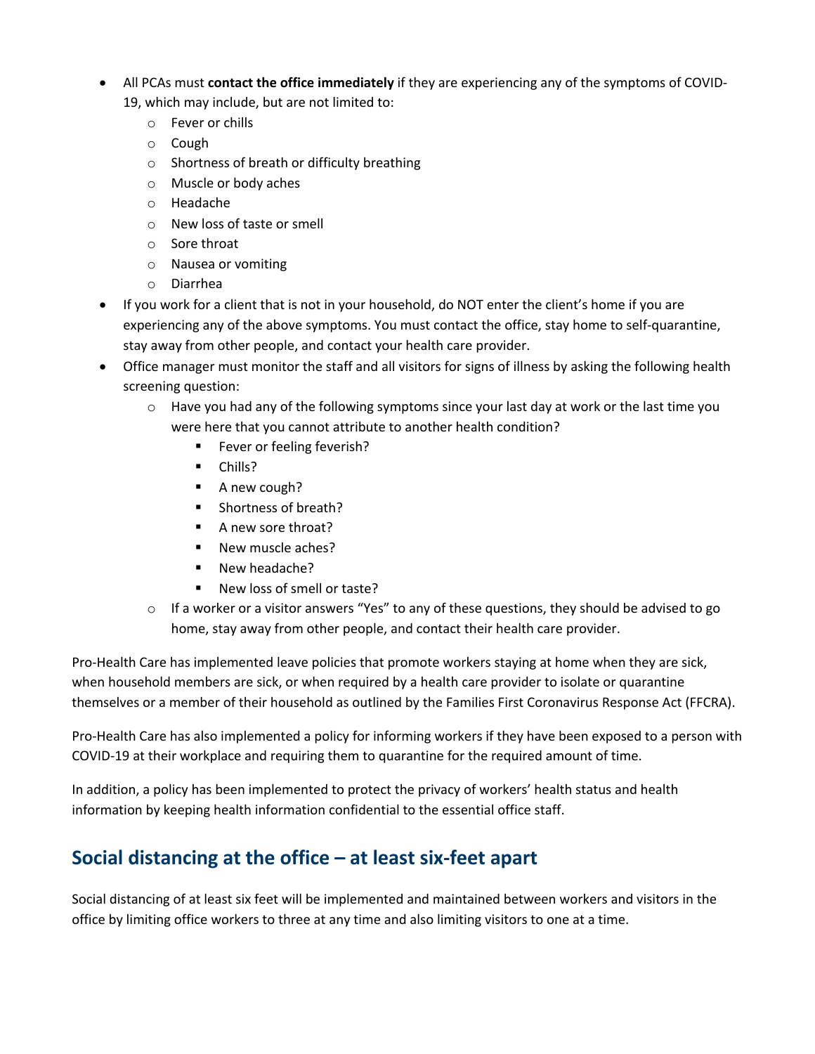- All PCAs must **contact the office immediately** if they are experiencing any of the symptoms of COVID-19, which may include, but are not limited to:
  - Fever or chills
  - Cough
  - Shortness of breath or difficulty breathing
  - Muscle or body aches
  - Headache
  - New loss of taste or smell
  - Sore throat
  - Nausea or vomiting
  - Diarrhea
- If you work for a client that is not in your household, do NOT enter the client's home if you are experiencing any of the above symptoms. You must contact the office, stay home to self-quarantine, stay away from other people, and contact your health care provider.
- Office manager must monitor the staff and all visitors for signs of illness by asking the following health screening question:
  - Have you had any of the following symptoms since your last day at work or the last time you were here that you cannot attribute to another health condition?
    - Fever or feeling feverish?
    - Chills?
    - A new cough?
    - Shortness of breath?
    - A new sore throat?
    - New muscle aches?
    - New headache?
    - New loss of smell or taste?
  - If a worker or a visitor answers "Yes" to any of these questions, they should be advised to go home, stay away from other people, and contact their health care provider.

Pro-Health Care has implemented leave policies that promote workers staying at home when they are sick, when household members are sick, or when required by a health care provider to isolate or quarantine themselves or a member of their household as outlined by the Families First Coronavirus Response Act (FFCRA).

Pro-Health Care has also implemented a policy for informing workers if they have been exposed to a person with COVID-19 at their workplace and requiring them to quarantine for the required amount of time.

In addition, a policy has been implemented to protect the privacy of workers' health status and health information by keeping health information confidential to the essential office staff.

## Social distancing at the office – at least six-feet apart

Social distancing of at least six feet will be implemented and maintained between workers and visitors in the office by limiting office workers to three at any time and also limiting visitors to one at a time.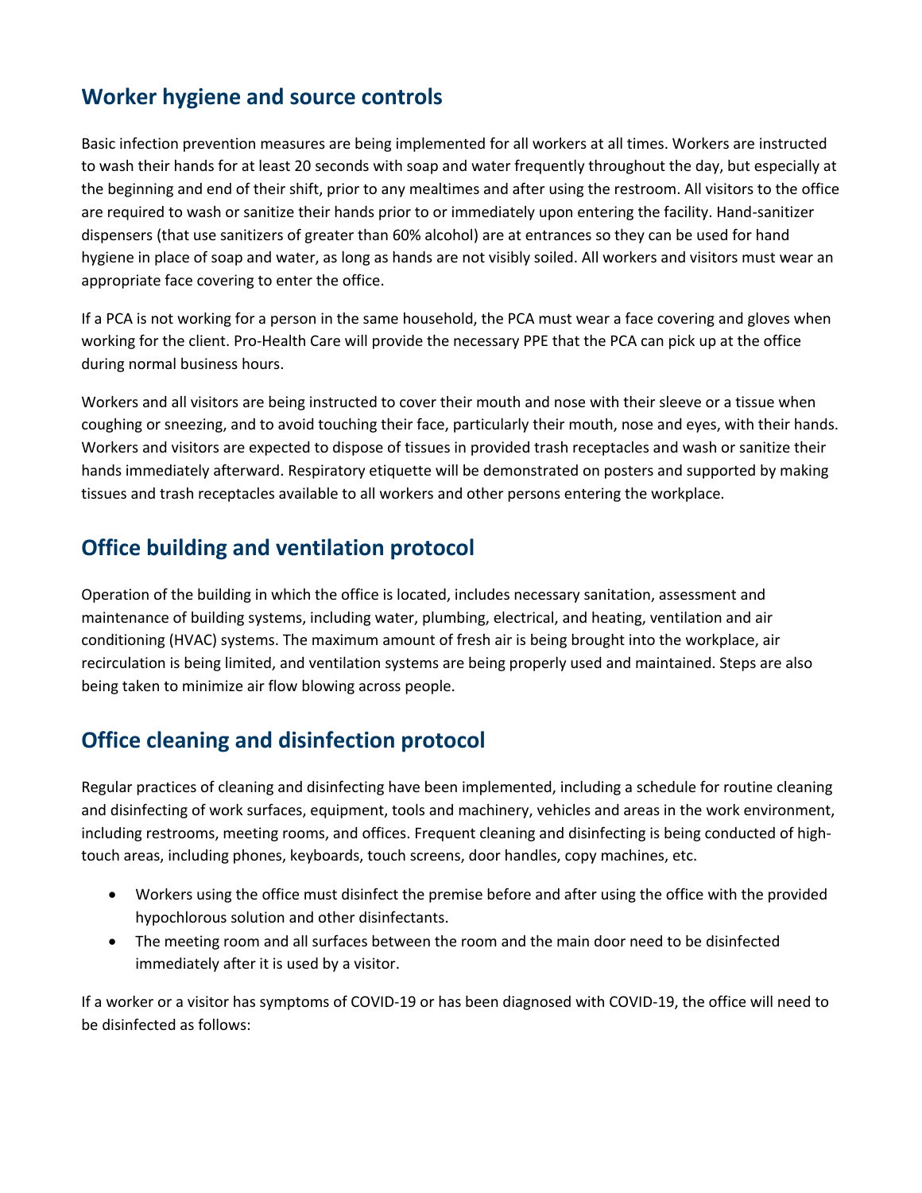## Worker hygiene and source controls

Basic infection prevention measures are being implemented for all workers at all times. Workers are instructed to wash their hands for at least 20 seconds with soap and water frequently throughout the day, but especially at the beginning and end of their shift, prior to any mealtimes and after using the restroom. All visitors to the office are required to wash or sanitize their hands prior to or immediately upon entering the facility. Hand-sanitizer dispensers (that use sanitizers of greater than 60% alcohol) are at entrances so they can be used for hand hygiene in place of soap and water, as long as hands are not visibly soiled. All workers and visitors must wear an appropriate face covering to enter the office.

If a PCA is not working for a person in the same household, the PCA must wear a face covering and gloves when working for the client. Pro-Health Care will provide the necessary PPE that the PCA can pick up at the office during normal business hours.

Workers and all visitors are being instructed to cover their mouth and nose with their sleeve or a tissue when coughing or sneezing, and to avoid touching their face, particularly their mouth, nose and eyes, with their hands. Workers and visitors are expected to dispose of tissues in provided trash receptacles and wash or sanitize their hands immediately afterward. Respiratory etiquette will be demonstrated on posters and supported by making tissues and trash receptacles available to all workers and other persons entering the workplace.

## Office building and ventilation protocol

Operation of the building in which the office is located, includes necessary sanitation, assessment and maintenance of building systems, including water, plumbing, electrical, and heating, ventilation and air conditioning (HVAC) systems. The maximum amount of fresh air is being brought into the workplace, air recirculation is being limited, and ventilation systems are being properly used and maintained. Steps are also being taken to minimize air flow blowing across people.

## Office cleaning and disinfection protocol

Regular practices of cleaning and disinfecting have been implemented, including a schedule for routine cleaning and disinfecting of work surfaces, equipment, tools and machinery, vehicles and areas in the work environment, including restrooms, meeting rooms, and offices. Frequent cleaning and disinfecting is being conducted of high-touch areas, including phones, keyboards, touch screens, door handles, copy machines, etc.

- Workers using the office must disinfect the premise before and after using the office with the provided hypochlorous solution and other disinfectants.
- The meeting room and all surfaces between the room and the main door need to be disinfected immediately after it is used by a visitor.

If a worker or a visitor has symptoms of COVID-19 or has been diagnosed with COVID-19, the office will need to be disinfected as follows: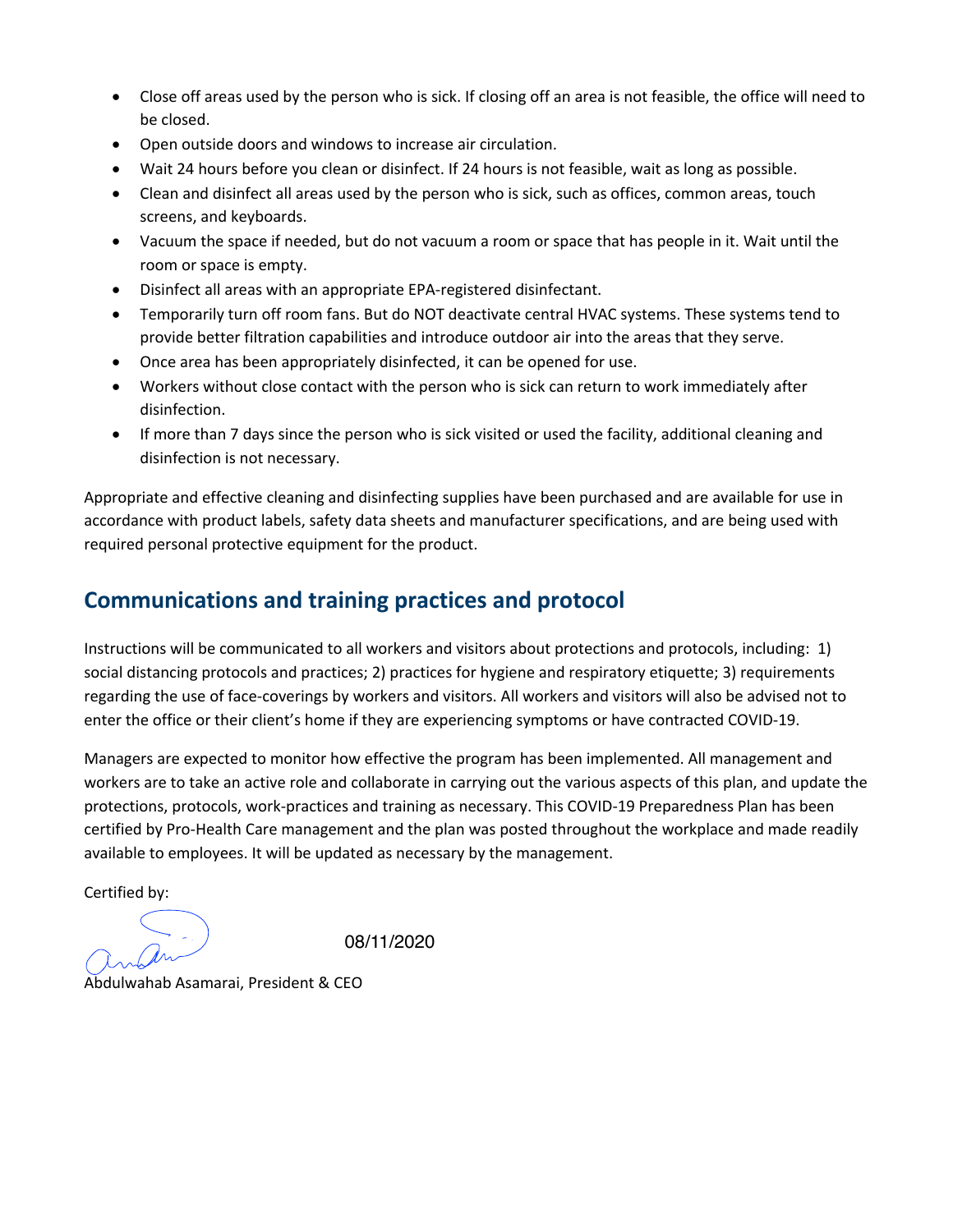- Close off areas used by the person who is sick. If closing off an area is not feasible, the office will need to be closed.
- Open outside doors and windows to increase air circulation.
- Wait 24 hours before you clean or disinfect. If 24 hours is not feasible, wait as long as possible.
- Clean and disinfect all areas used by the person who is sick, such as offices, common areas, touch screens, and keyboards.
- Vacuum the space if needed, but do not vacuum a room or space that has people in it. Wait until the room or space is empty.
- Disinfect all areas with an appropriate EPA-registered disinfectant.
- Temporarily turn off room fans. But do NOT deactivate central HVAC systems. These systems tend to provide better filtration capabilities and introduce outdoor air into the areas that they serve.
- Once area has been appropriately disinfected, it can be opened for use.
- Workers without close contact with the person who is sick can return to work immediately after disinfection.
- If more than 7 days since the person who is sick visited or used the facility, additional cleaning and disinfection is not necessary.

Appropriate and effective cleaning and disinfecting supplies have been purchased and are available for use in accordance with product labels, safety data sheets and manufacturer specifications, and are being used with required personal protective equipment for the product.

## Communications and training practices and protocol

Instructions will be communicated to all workers and visitors about protections and protocols, including: 1) social distancing protocols and practices; 2) practices for hygiene and respiratory etiquette; 3) requirements regarding the use of face-coverings by workers and visitors. All workers and visitors will also be advised not to enter the office or their client's home if they are experiencing symptoms or have contracted COVID-19.

Managers are expected to monitor how effective the program has been implemented. All management and workers are to take an active role and collaborate in carrying out the various aspects of this plan, and update the protections, protocols, work-practices and training as necessary. This COVID-19 Preparedness Plan has been certified by Pro-Health Care management and the plan was posted throughout the workplace and made readily available to employees. It will be updated as necessary by the management.

Certified by:

08/11/2020

Abdulwahab Asamarai, President & CEO